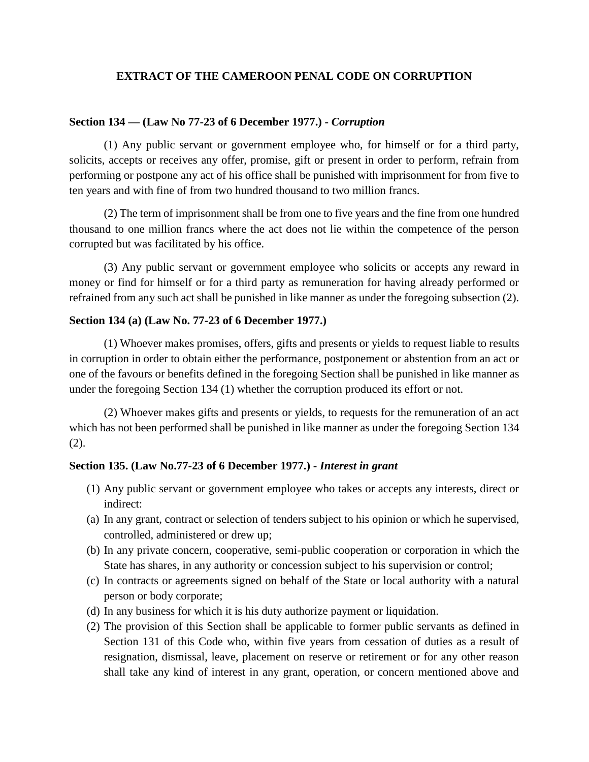# EXTRACT OF THE CAMEROON PENAL CODE ON CORRUPTION

**Section 134 — (Law No 77-23 of 6 December 1977.) -** ***Corruption***

(1) Any public servant or government employee who, for himself or for a third party, solicits, accepts or receives any offer, promise, gift or present in order to perform, refrain from performing or postpone any act of his office shall be punished with imprisonment for from five to ten years and with fine of from two hundred thousand to two million francs.

(2) The term of imprisonment shall be from one to five years and the fine from one hundred thousand to one million francs where the act does not lie within the competence of the person corrupted but was facilitated by his office.

(3) Any public servant or government employee who solicits or accepts any reward in money or find for himself or for a third party as remuneration for having already performed or refrained from any such act shall be punished in like manner as under the foregoing subsection (2).

**Section 134 (a) (Law No. 77-23 of 6 December 1977.)**

(1) Whoever makes promises, offers, gifts and presents or yields to request liable to results in corruption in order to obtain either the performance, postponement or abstention from an act or one of the favours or benefits defined in the foregoing Section shall be punished in like manner as under the foregoing Section 134 (1) whether the corruption produced its effort or not.

(2) Whoever makes gifts and presents or yields, to requests for the remuneration of an act which has not been performed shall be punished in like manner as under the foregoing Section 134 (2).

**Section 135. (Law No.77-23 of 6 December 1977.) -** ***Interest in grant***

(1) Any public servant or government employee who takes or accepts any interests, direct or indirect:

(a) In any grant, contract or selection of tenders subject to his opinion or which he supervised, controlled, administered or drew up;

(b) In any private concern, cooperative, semi-public cooperation or corporation in which the State has shares, in any authority or concession subject to his supervision or control;

(c) In contracts or agreements signed on behalf of the State or local authority with a natural person or body corporate;

(d) In any business for which it is his duty authorize payment or liquidation.

(2) The provision of this Section shall be applicable to former public servants as defined in Section 131 of this Code who, within five years from cessation of duties as a result of resignation, dismissal, leave, placement on reserve or retirement or for any other reason shall take any kind of interest in any grant, operation, or concern mentioned above and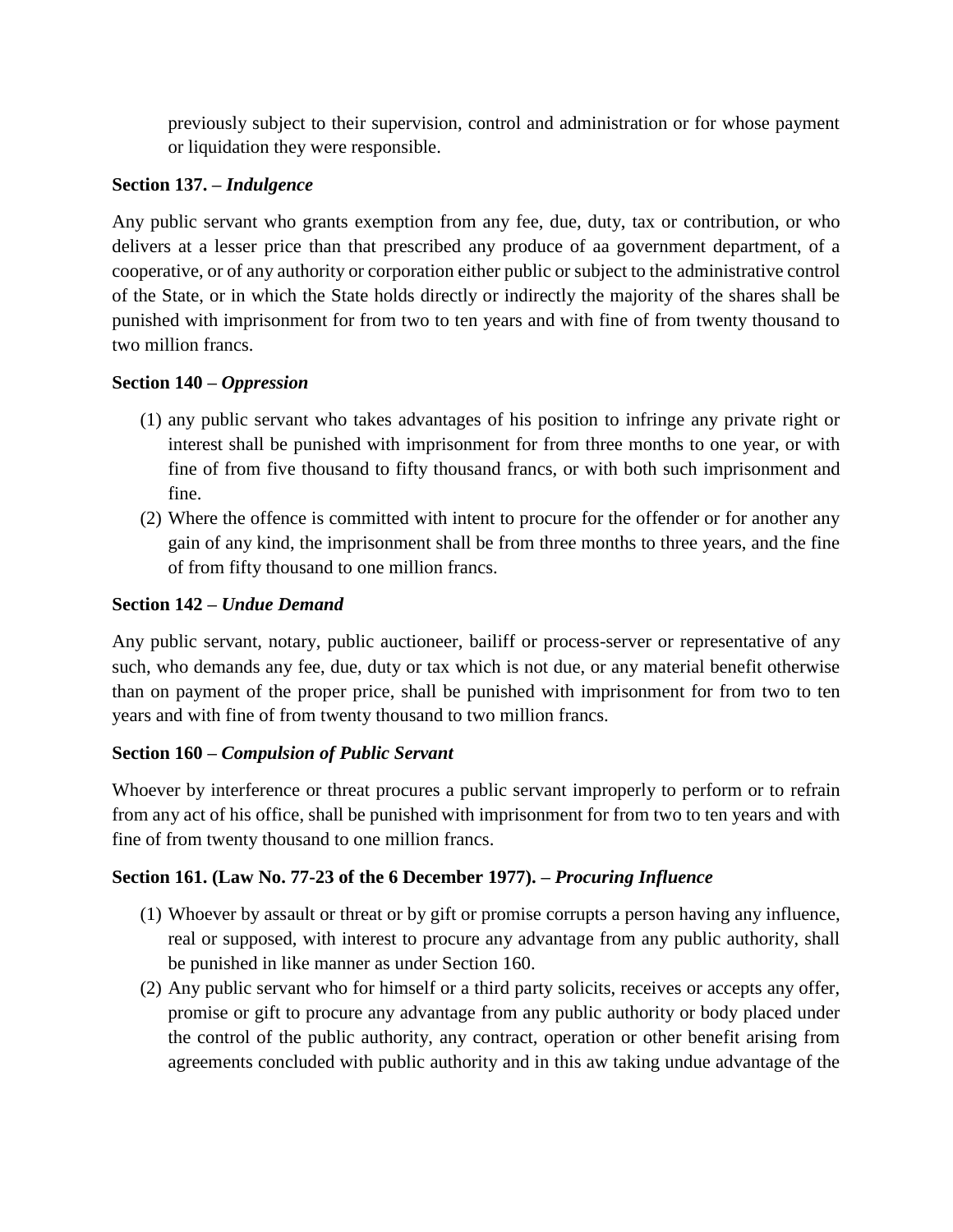previously subject to their supervision, control and administration or for whose payment or liquidation they were responsible.

**Section 137. –** ***Indulgence***

Any public servant who grants exemption from any fee, due, duty, tax or contribution, or who delivers at a lesser price than that prescribed any produce of aa government department, of a cooperative, or of any authority or corporation either public or subject to the administrative control of the State, or in which the State holds directly or indirectly the majority of the shares shall be punished with imprisonment for from two to ten years and with fine of from twenty thousand to two million francs.

**Section 140 –** ***Oppression***

(1) any public servant who takes advantages of his position to infringe any private right or interest shall be punished with imprisonment for from three months to one year, or with fine of from five thousand to fifty thousand francs, or with both such imprisonment and fine.
(2) Where the offence is committed with intent to procure for the offender or for another any gain of any kind, the imprisonment shall be from three months to three years, and the fine of from fifty thousand to one million francs.

**Section 142 –** ***Undue Demand***

Any public servant, notary, public auctioneer, bailiff or process-server or representative of any such, who demands any fee, due, duty or tax which is not due, or any material benefit otherwise than on payment of the proper price, shall be punished with imprisonment for from two to ten years and with fine of from twenty thousand to two million francs.

**Section 160 –** ***Compulsion of Public Servant***

Whoever by interference or threat procures a public servant improperly to perform or to refrain from any act of his office, shall be punished with imprisonment for from two to ten years and with fine of from twenty thousand to one million francs.

**Section 161. (Law No. 77-23 of the 6 December 1977). –** ***Procuring Influence***

(1) Whoever by assault or threat or by gift or promise corrupts a person having any influence, real or supposed, with interest to procure any advantage from any public authority, shall be punished in like manner as under Section 160.
(2) Any public servant who for himself or a third party solicits, receives or accepts any offer, promise or gift to procure any advantage from any public authority or body placed under the control of the public authority, any contract, operation or other benefit arising from agreements concluded with public authority and in this aw taking undue advantage of the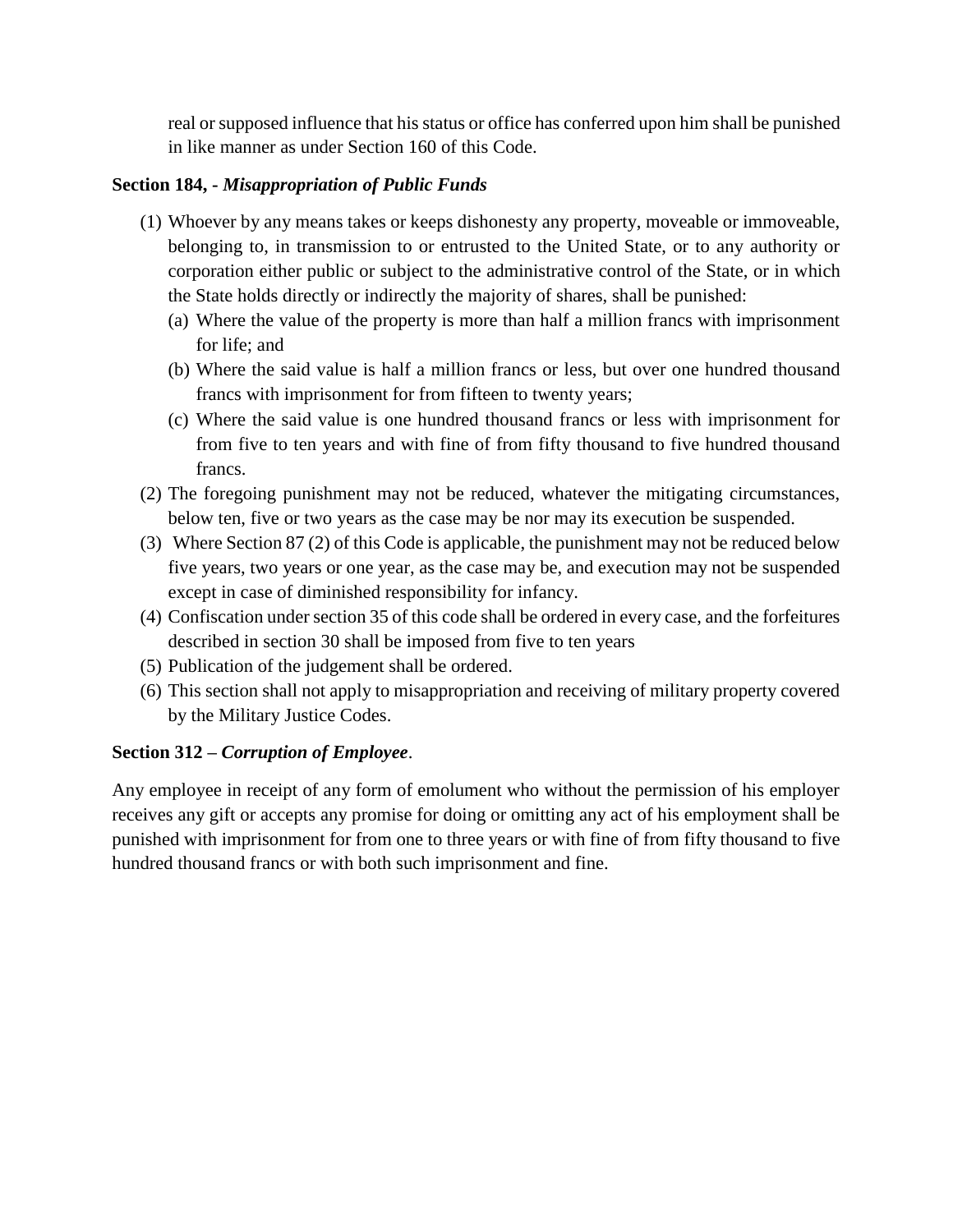real or supposed influence that his status or office has conferred upon him shall be punished in like manner as under Section 160 of this Code.

**Section 184, -** ***Misappropriation of Public Funds***

(1) Whoever by any means takes or keeps dishonesty any property, moveable or immoveable, belonging to, in transmission to or entrusted to the United State, or to any authority or corporation either public or subject to the administrative control of the State, or in which the State holds directly or indirectly the majority of shares, shall be punished:

   (a) Where the value of the property is more than half a million francs with imprisonment for life; and

   (b) Where the said value is half a million francs or less, but over one hundred thousand francs with imprisonment for from fifteen to twenty years;

   (c) Where the said value is one hundred thousand francs or less with imprisonment for from five to ten years and with fine of from fifty thousand to five hundred thousand francs.

(2) The foregoing punishment may not be reduced, whatever the mitigating circumstances, below ten, five or two years as the case may be nor may its execution be suspended.

(3) Where Section 87 (2) of this Code is applicable, the punishment may not be reduced below five years, two years or one year, as the case may be, and execution may not be suspended except in case of diminished responsibility for infancy.

(4) Confiscation under section 35 of this code shall be ordered in every case, and the forfeitures described in section 30 shall be imposed from five to ten years

(5) Publication of the judgement shall be ordered.

(6) This section shall not apply to misappropriation and receiving of military property covered by the Military Justice Codes.

**Section 312 –** ***Corruption of Employee***.

Any employee in receipt of any form of emolument who without the permission of his employer receives any gift or accepts any promise for doing or omitting any act of his employment shall be punished with imprisonment for from one to three years or with fine of from fifty thousand to five hundred thousand francs or with both such imprisonment and fine.